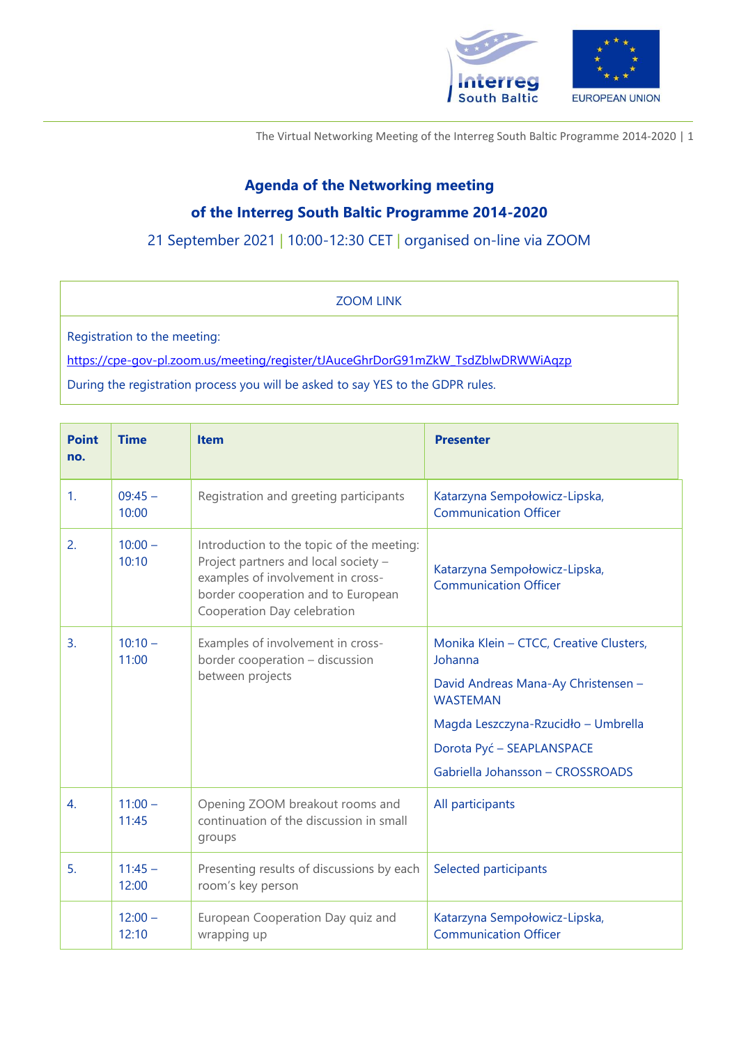# Agenda of the Networking meeting

# of the Interreg South Baltic Programme 2014-2020

21 September 2021 | 10:00-12:30 CET | organised on-line via ZOOM

| ZOOM LINK |
|---|
| Registration to the meeting:<br>https://cpe-gov-pl.zoom.us/meeting/register/tJAuceGhrDorG91mZkW_TsdZblwDRWWiAqzp<br>During the registration process you will be asked to say YES to the GDPR rules. |

| Point no. | Time | Item | Presenter |
|---|---|---|---|
| 1. | 09:45 – 10:00 | Registration and greeting participants | Katarzyna Sempołowicz-Lipska, Communication Officer |
| 2. | 10:00 – 10:10 | Introduction to the topic of the meeting: Project partners and local society – examples of involvement in cross-border cooperation and to European Cooperation Day celebration | Katarzyna Sempołowicz-Lipska, Communication Officer |
| 3. | 10:10 – 11:00 | Examples of involvement in cross-border cooperation – discussion between projects | Monika Klein – CTCC, Creative Clusters, Johanna<br>David Andreas Mana-Ay Christensen – WASTEMAN<br>Magda Leszczyna-Rzucidło – Umbrella<br>Dorota Pyć – SEAPLANSPACE<br>Gabriella Johansson – CROSSROADS |
| 4. | 11:00 – 11:45 | Opening ZOOM breakout rooms and continuation of the discussion in small groups | All participants |
| 5. | 11:45 – 12:00 | Presenting results of discussions by each room's key person | Selected participants |
| | 12:00 – 12:10 | European Cooperation Day quiz and wrapping up | Katarzyna Sempołowicz-Lipska, Communication Officer |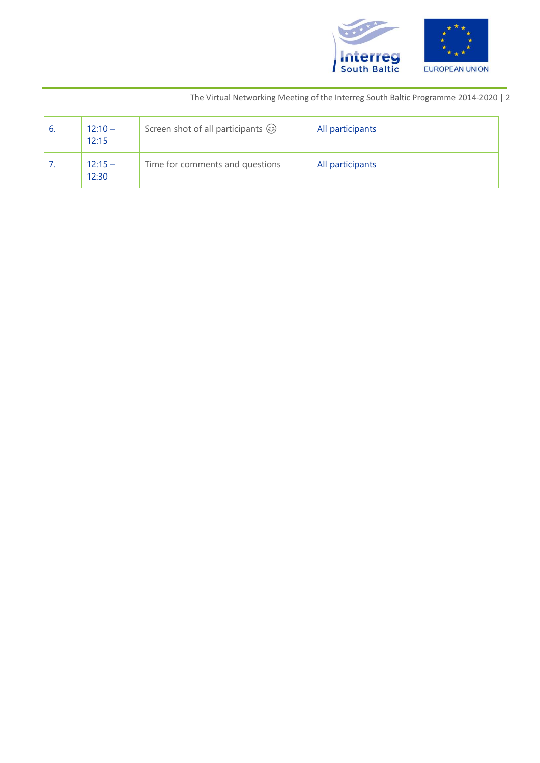| | | | |
|---|---|---|---|
| 6. | 12:10 – 12:15 | Screen shot of all participants 😉 | All participants |
| 7. | 12:15 – 12:30 | Time for comments and questions | All participants |